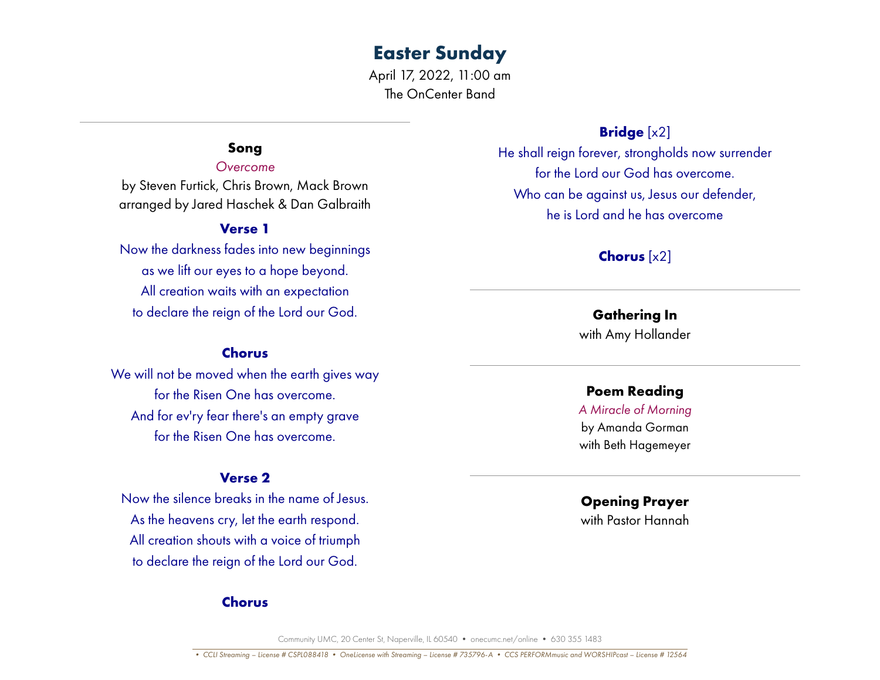# Easter Sunday

April 17, 2022, 11:00 am
The OnCenter Band

---

**Song**

*Overcome*

by Steven Furtick, Chris Brown, Mack Brown
arranged by Jared Haschek & Dan Galbraith

**Verse 1**

Now the darkness fades into new beginnings
as we lift our eyes to a hope beyond.
All creation waits with an expectation
to declare the reign of the Lord our God.

**Chorus**

We will not be moved when the earth gives way
for the Risen One has overcome.
And for ev'ry fear there's an empty grave
for the Risen One has overcome.

**Verse 2**

Now the silence breaks in the name of Jesus.
As the heavens cry, let the earth respond.
All creation shouts with a voice of triumph
to declare the reign of the Lord our God.

**Chorus**

**Bridge** [x2]

He shall reign forever, strongholds now surrender
for the Lord our God has overcome.
Who can be against us, Jesus our defender,
he is Lord and he has overcome

**Chorus** [x2]

---

**Gathering In**

with Amy Hollander

---

**Poem Reading**

*A Miracle of Morning*
by Amanda Gorman
with Beth Hagemeyer

---

**Opening Prayer**

with Pastor Hannah

Community UMC, 20 Center St, Naperville, IL 60540 • onecumc.net/online • 630 355 1483

*• CCLI Streaming – License # CSPL088418 • OneLicense with Streaming – License # 735796-A • CCS PERFORMmusic and WORSHIPcast – License # 12564*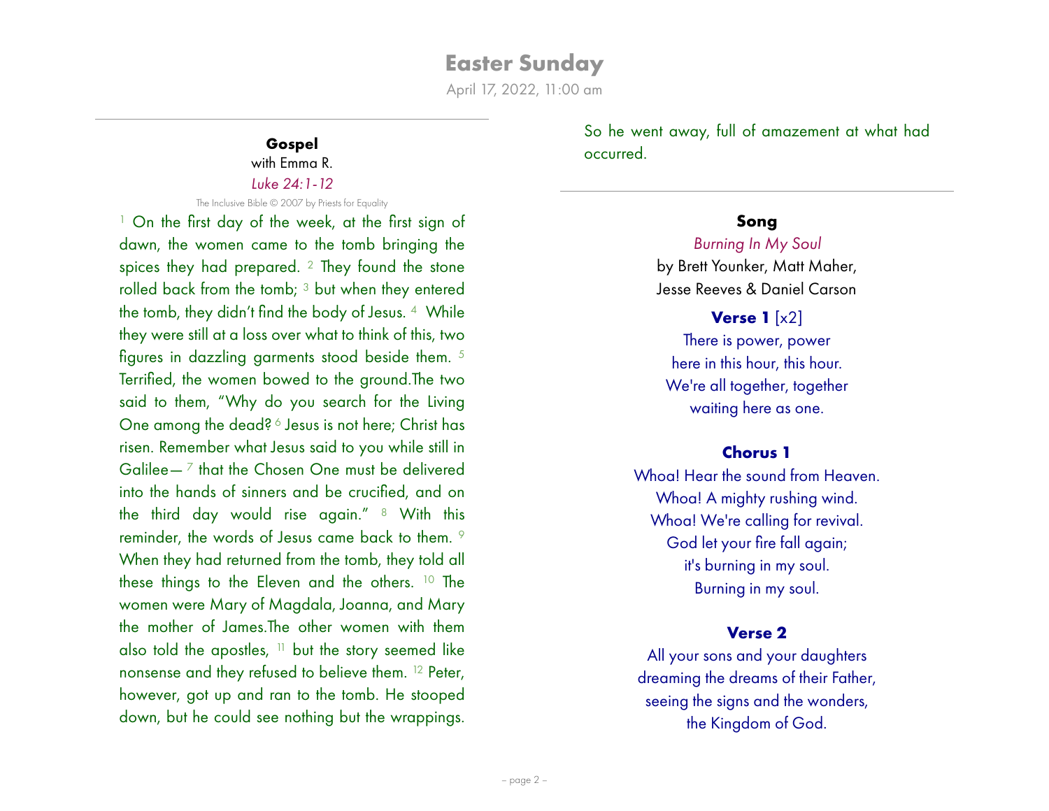# Easter Sunday

April 17, 2022, 11:00 am

---

### Gospel

with Emma R.

*Luke 24:1-12*

The Inclusive Bible © 2007 by Priests for Equality

[1] On the first day of the week, at the first sign of dawn, the women came to the tomb bringing the spices they had prepared. [2] They found the stone rolled back from the tomb; [3] but when they entered the tomb, they didn't find the body of Jesus. [4] While they were still at a loss over what to think of this, two figures in dazzling garments stood beside them. [5] Terrified, the women bowed to the ground.The two said to them, "Why do you search for the Living One among the dead? [6] Jesus is not here; Christ has risen. Remember what Jesus said to you while still in Galilee— [7] that the Chosen One must be delivered into the hands of sinners and be crucified, and on the third day would rise again." [8] With this reminder, the words of Jesus came back to them. [9] When they had returned from the tomb, they told all these things to the Eleven and the others. [10] The women were Mary of Magdala, Joanna, and Mary the mother of James.The other women with them also told the apostles, [11] but the story seemed like nonsense and they refused to believe them. [12] Peter, however, got up and ran to the tomb. He stooped down, but he could see nothing but the wrappings. So he went away, full of amazement at what had occurred.

---

### Song

*Burning In My Soul*

by Brett Younker, Matt Maher, Jesse Reeves & Daniel Carson

**Verse 1** [x2]

There is power, power
here in this hour, this hour.
We're all together, together
waiting here as one.

**Chorus 1**

Whoa! Hear the sound from Heaven.
Whoa! A mighty rushing wind.
Whoa! We're calling for revival.
God let your fire fall again;
it's burning in my soul.
Burning in my soul.

**Verse 2**

All your sons and your daughters
dreaming the dreams of their Father,
seeing the signs and the wonders,
the Kingdom of God.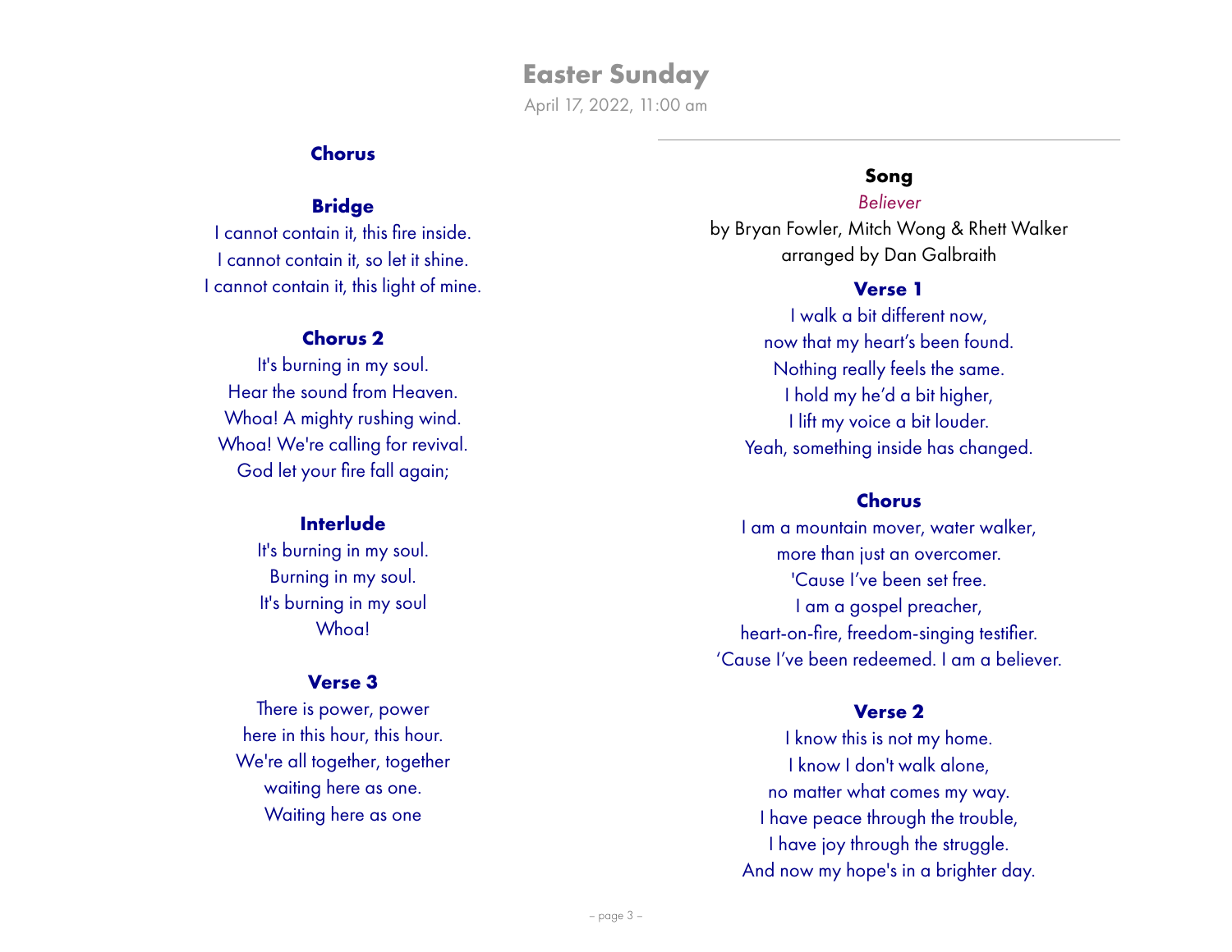# Easter Sunday

April 17, 2022, 11:00 am

### Chorus

### Bridge

I cannot contain it, this fire inside.
I cannot contain it, so let it shine.
I cannot contain it, this light of mine.

### Chorus 2

It's burning in my soul.
Hear the sound from Heaven.
Whoa! A mighty rushing wind.
Whoa! We're calling for revival.
God let your fire fall again;

### Interlude

It's burning in my soul.
Burning in my soul.
It's burning in my soul
Whoa!

### Verse 3

There is power, power
here in this hour, this hour.
We're all together, together
waiting here as one.
Waiting here as one

---

## Song

*Believer*
by Bryan Fowler, Mitch Wong & Rhett Walker
arranged by Dan Galbraith

### Verse 1

I walk a bit different now,
now that my heart's been found.
Nothing really feels the same.
I hold my he'd a bit higher,
I lift my voice a bit louder.
Yeah, something inside has changed.

### Chorus

I am a mountain mover, water walker,
more than just an overcomer.
'Cause I've been set free.
I am a gospel preacher,
heart-on-fire, freedom-singing testifier.
'Cause I've been redeemed. I am a believer.

### Verse 2

I know this is not my home.
I know I don't walk alone,
no matter what comes my way.
I have peace through the trouble,
I have joy through the struggle.
And now my hope's in a brighter day.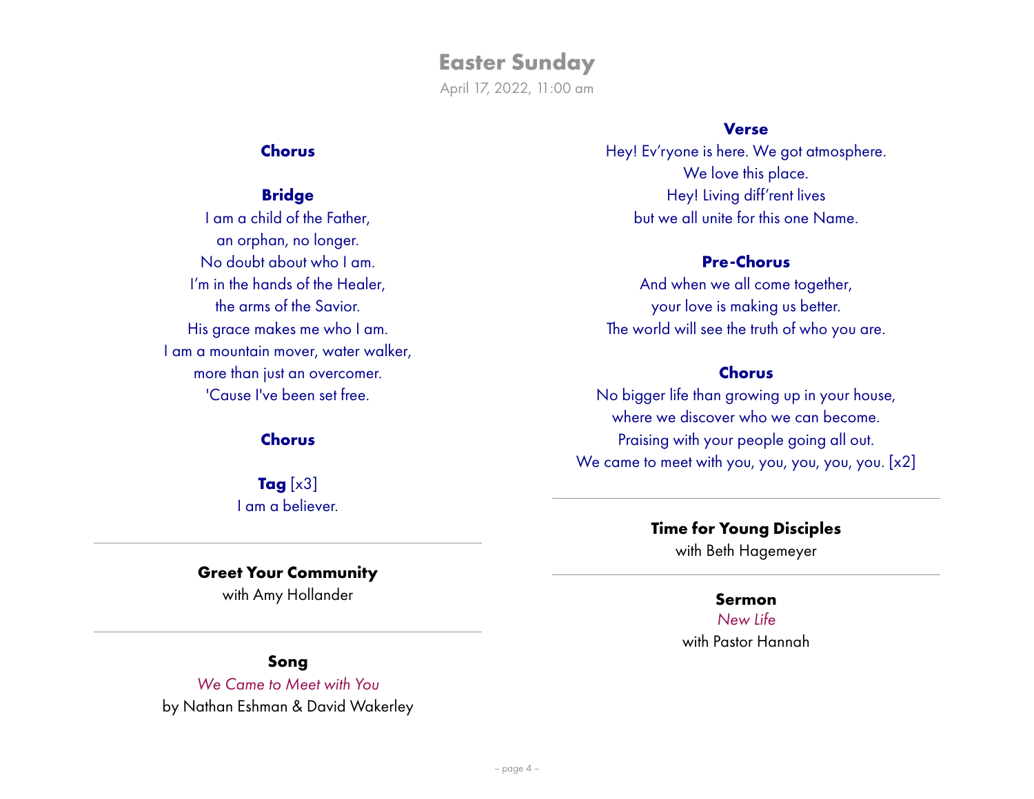# Easter Sunday

April 17, 2022, 11:00 am

**Chorus**

**Bridge**

I am a child of the Father,
an orphan, no longer.
No doubt about who I am.
I'm in the hands of the Healer,
the arms of the Savior.
His grace makes me who I am.
I am a mountain mover, water walker,
more than just an overcomer.
'Cause I've been set free.

**Chorus**

**Tag** [x3]
I am a believer.

---

**Greet Your Community**
with Amy Hollander

---

**Song**
*We Came to Meet with You*
by Nathan Eshman & David Wakerley

**Verse**
Hey! Ev'ryone is here. We got atmosphere.
We love this place.
Hey! Living diff'rent lives
but we all unite for this one Name.

**Pre-Chorus**
And when we all come together,
your love is making us better.
The world will see the truth of who you are.

**Chorus**
No bigger life than growing up in your house,
where we discover who we can become.
Praising with your people going all out.
We came to meet with you, you, you, you, you. [x2]

---

**Time for Young Disciples**
with Beth Hagemeyer

---

**Sermon**
*New Life*
with Pastor Hannah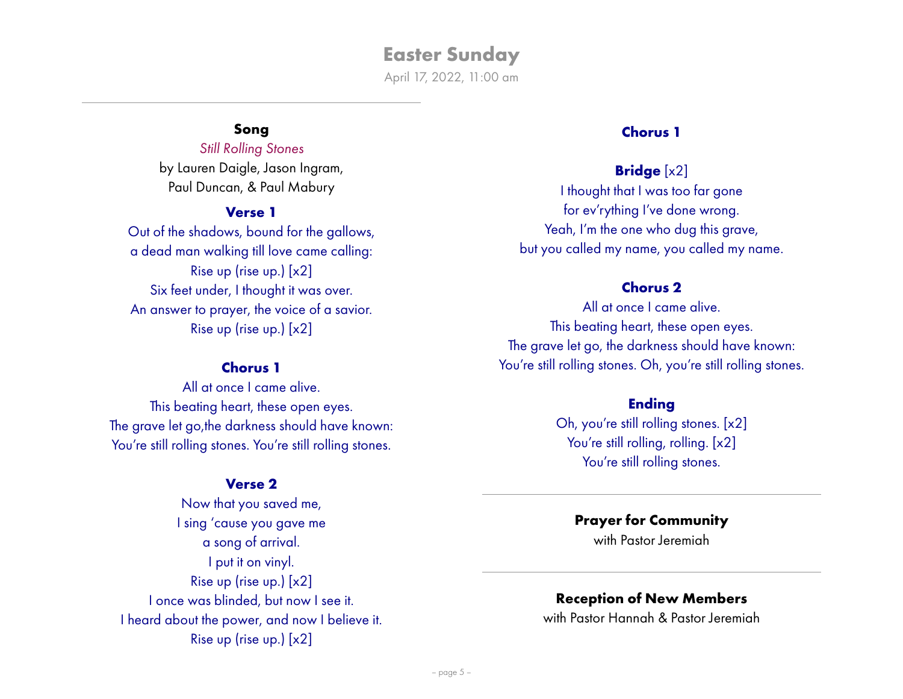## Easter Sunday

April 17, 2022, 11:00 am

---

### Song

*Still Rolling Stones*

by Lauren Daigle, Jason Ingram, Paul Duncan, & Paul Mabury

**Verse 1**

Out of the shadows, bound for the gallows,
a dead man walking till love came calling:
Rise up (rise up.) [x2]
Six feet under, I thought it was over.
An answer to prayer, the voice of a savior.
Rise up (rise up.) [x2]

**Chorus 1**

All at once I came alive.
This beating heart, these open eyes.
The grave let go,the darkness should have known:
You're still rolling stones. You're still rolling stones.

**Verse 2**

Now that you saved me,
I sing 'cause you gave me
a song of arrival.
I put it on vinyl.
Rise up (rise up.) [x2]
I once was blinded, but now I see it.
I heard about the power, and now I believe it.
Rise up (rise up.) [x2]

**Chorus 1**

**Bridge** [x2]

I thought that I was too far gone
for ev'rything I've done wrong.
Yeah, I'm the one who dug this grave,
but you called my name, you called my name.

**Chorus 2**

All at once I came alive.
This beating heart, these open eyes.
The grave let go, the darkness should have known:
You're still rolling stones. Oh, you're still rolling stones.

**Ending**

Oh, you're still rolling stones. [x2]
You're still rolling, rolling. [x2]
You're still rolling stones.

---

### Prayer for Community

with Pastor Jeremiah

---

### Reception of New Members

with Pastor Hannah & Pastor Jeremiah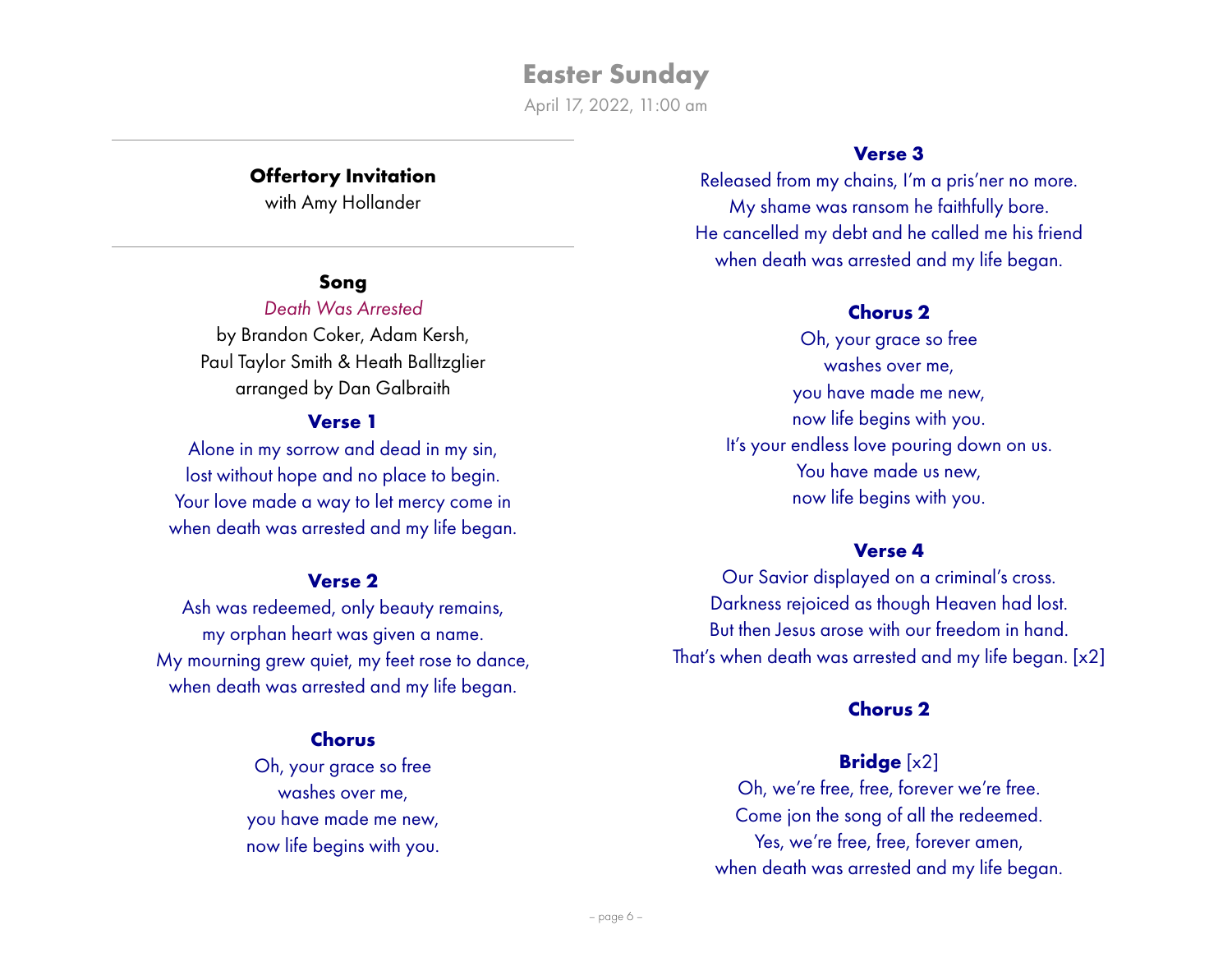# Easter Sunday

April 17, 2022, 11:00 am

---

**Offertory Invitation**

with Amy Hollander

---

**Song**

*Death Was Arrested*

by Brandon Coker, Adam Kersh,
Paul Taylor Smith & Heath Balltzglier
arranged by Dan Galbraith

**Verse 1**

Alone in my sorrow and dead in my sin,
lost without hope and no place to begin.
Your love made a way to let mercy come in
when death was arrested and my life began.

**Verse 2**

Ash was redeemed, only beauty remains,
my orphan heart was given a name.
My mourning grew quiet, my feet rose to dance,
when death was arrested and my life began.

**Chorus**

Oh, your grace so free
washes over me,
you have made me new,
now life begins with you.

**Verse 3**

Released from my chains, I'm a pris'ner no more.
My shame was ransom he faithfully bore.
He cancelled my debt and he called me his friend
when death was arrested and my life began.

**Chorus 2**

Oh, your grace so free
washes over me,
you have made me new,
now life begins with you.
It's your endless love pouring down on us.
You have made us new,
now life begins with you.

**Verse 4**

Our Savior displayed on a criminal's cross.
Darkness rejoiced as though Heaven had lost.
But then Jesus arose with our freedom in hand.
That's when death was arrested and my life began. [x2]

**Chorus 2**

**Bridge** [x2]

Oh, we're free, free, forever we're free.
Come jon the song of all the redeemed.
Yes, we're free, free, forever amen,
when death was arrested and my life began.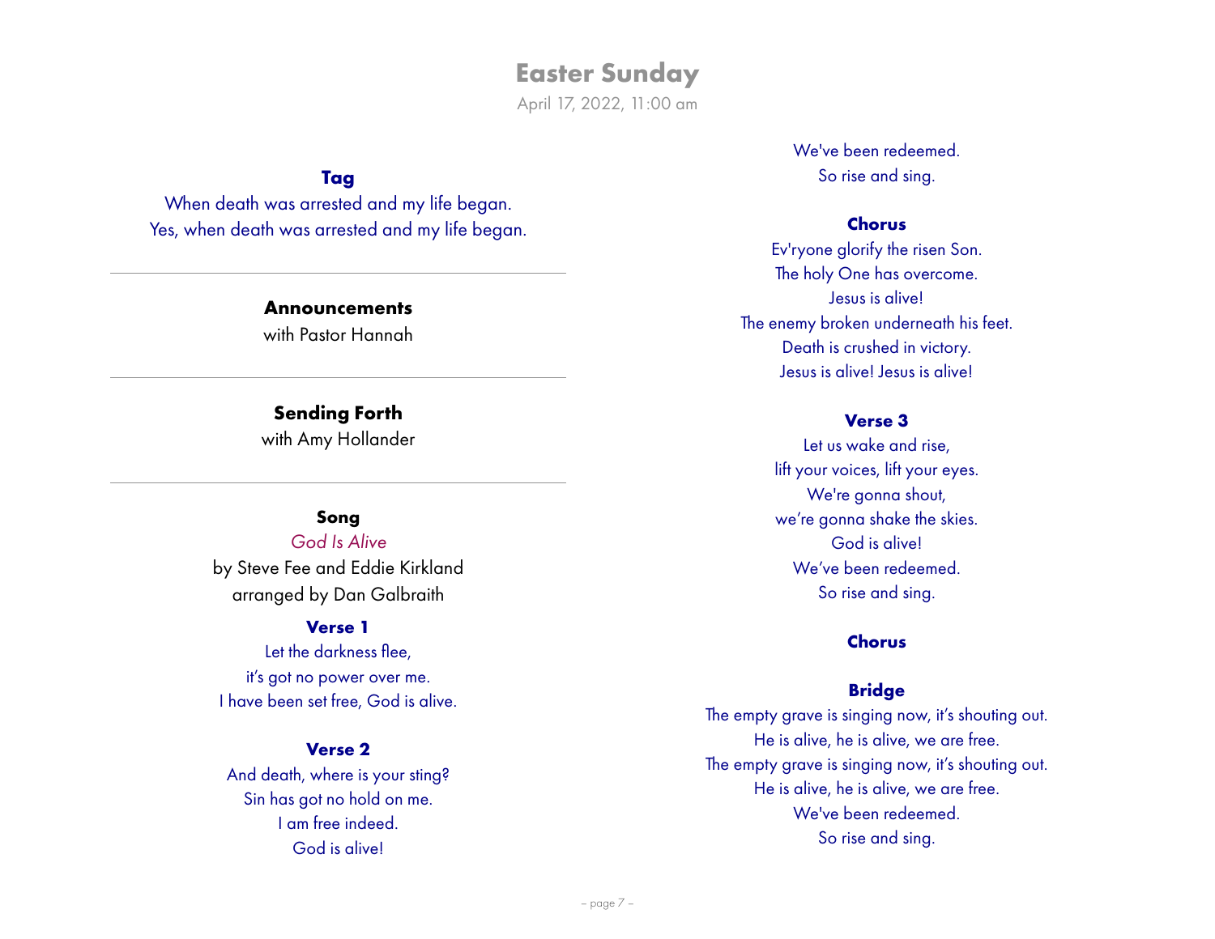# Easter Sunday

April 17, 2022, 11:00 am

**Tag**

When death was arrested and my life began.
Yes, when death was arrested and my life began.

---

**Announcements**

with Pastor Hannah

---

**Sending Forth**

with Amy Hollander

---

**Song**

*God Is Alive*

by Steve Fee and Eddie Kirkland
arranged by Dan Galbraith

**Verse 1**

Let the darkness flee,
it’s got no power over me.
I have been set free, God is alive.

**Verse 2**

And death, where is your sting?
Sin has got no hold on me.
I am free indeed.
God is alive!
We've been redeemed.
So rise and sing.

**Chorus**

Ev'ryone glorify the risen Son.
The holy One has overcome.
Jesus is alive!
The enemy broken underneath his feet.
Death is crushed in victory.
Jesus is alive! Jesus is alive!

**Verse 3**

Let us wake and rise,
lift your voices, lift your eyes.
We're gonna shout,
we’re gonna shake the skies.
God is alive!
We’ve been redeemed.
So rise and sing.

**Chorus**

**Bridge**

The empty grave is singing now, it’s shouting out.
He is alive, he is alive, we are free.
The empty grave is singing now, it’s shouting out.
He is alive, he is alive, we are free.
We've been redeemed.
So rise and sing.